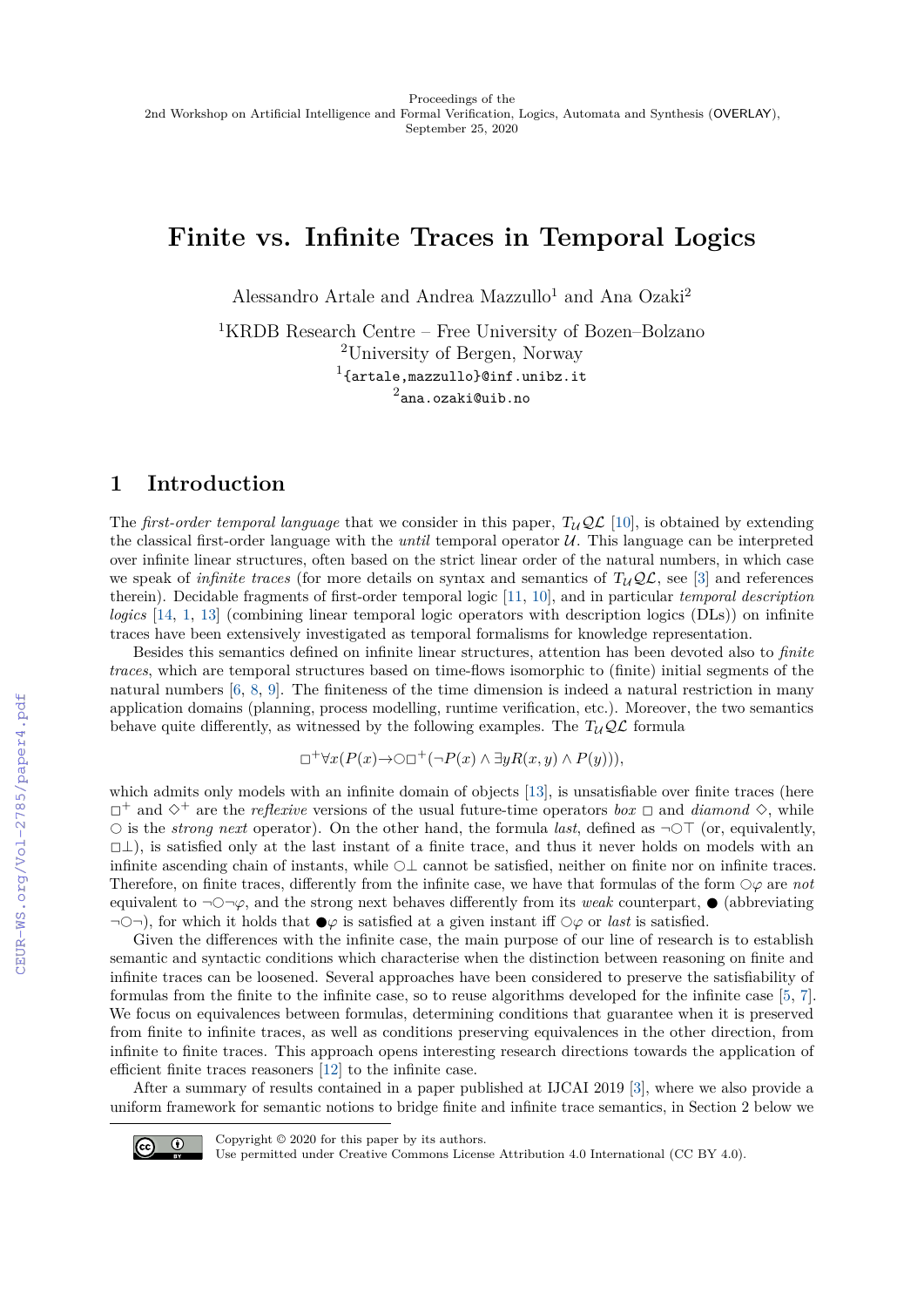Proceedings of the
2nd Workshop on Artificial Intelligence and Formal Verification, Logics, Automata and Synthesis (OVERLAY),
September 25, 2020

# Finite vs. Infinite Traces in Temporal Logics

Alessandro Artale and Andrea Mazzullo[1] and Ana Ozaki[2]

[1]KRDB Research Centre – Free University of Bozen–Bolzano
[2]University of Bergen, Norway
[1]{artale,mazzullo}@inf.unibz.it
[2]ana.ozaki@uib.no

## 1 Introduction

The *first-order temporal language* that we consider in this paper, $T_{\mathcal{U}}\mathcal{QL}$ [10], is obtained by extending the classical first-order language with the *until* temporal operator $\mathcal{U}$. This language can be interpreted over infinite linear structures, often based on the strict linear order of the natural numbers, in which case we speak of *infinite traces* (for more details on syntax and semantics of $T_{\mathcal{U}}\mathcal{QL}$, see [3] and references therein). Decidable fragments of first-order temporal logic [11, 10], and in particular *temporal description logics* [14, 1, 13] (combining linear temporal logic operators with description logics (DLs)) on infinite traces have been extensively investigated as temporal formalisms for knowledge representation.

Besides this semantics defined on infinite linear structures, attention has been devoted also to *finite traces*, which are temporal structures based on time-flows isomorphic to (finite) initial segments of the natural numbers [6, 8, 9]. The finiteness of the time dimension is indeed a natural restriction in many application domains (planning, process modelling, runtime verification, etc.). Moreover, the two semantics behave quite differently, as witnessed by the following examples. The $T_{\mathcal{U}}\mathcal{QL}$ formula

$$\Box^{+}\forall x(P(x)\rightarrow\bigcirc\Box^{+}(\neg P(x)\wedge\exists yR(x,y)\wedge P(y))),$$

which admits only models with an infinite domain of objects [13], is unsatisfiable over finite traces (here $\Box^{+}$ and $\Diamond^{+}$ are the *reflexive* versions of the usual future-time operators *box* $\Box$ and *diamond* $\Diamond$, while $\bigcirc$ is the *strong next* operator). On the other hand, the formula *last*, defined as $\neg\bigcirc\top$ (or, equivalently, $\Box\bot$), is satisfied only at the last instant of a finite trace, and thus it never holds on models with an infinite ascending chain of instants, while $\bigcirc\bot$ cannot be satisfied, neither on finite nor on infinite traces. Therefore, on finite traces, differently from the infinite case, we have that formulas of the form $\bigcirc\varphi$ are *not* equivalent to $\neg\bigcirc\neg\varphi$, and the strong next behaves differently from its *weak* counterpart, $\CIRCLE$ (abbreviating $\neg\bigcirc\neg$), for which it holds that $\CIRCLE\varphi$ is satisfied at a given instant iff $\bigcirc\varphi$ or *last* is satisfied.

Given the differences with the infinite case, the main purpose of our line of research is to establish semantic and syntactic conditions which characterise when the distinction between reasoning on finite and infinite traces can be loosened. Several approaches have been considered to preserve the satisfiability of formulas from the finite to the infinite case, so to reuse algorithms developed for the infinite case [5, 7]. We focus on equivalences between formulas, determining conditions that guarantee when it is preserved from finite to infinite traces, as well as conditions preserving equivalences in the other direction, from infinite to finite traces. This approach opens interesting research directions towards the application of efficient finite traces reasoners [12] to the infinite case.

After a summary of results contained in a paper published at IJCAI 2019 [3], where we also provide a uniform framework for semantic notions to bridge finite and infinite trace semantics, in Section 2 below we

Copyright © 2020 for this paper by its authors.
Use permitted under Creative Commons License Attribution 4.0 International (CC BY 4.0).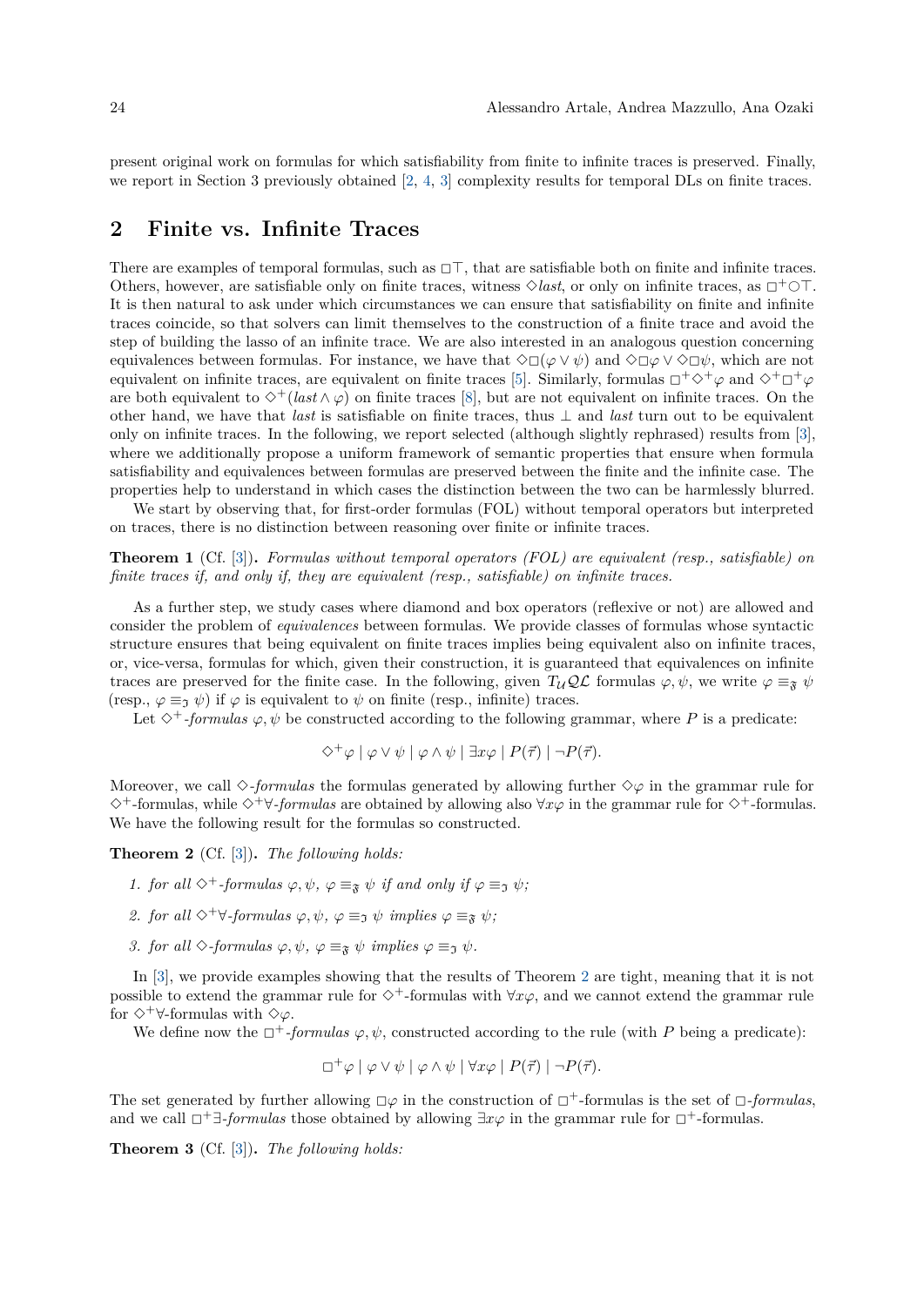present original work on formulas for which satisfiability from finite to infinite traces is preserved. Finally, we report in Section 3 previously obtained [2, 4, 3] complexity results for temporal DLs on finite traces.

## 2 Finite vs. Infinite Traces

There are examples of temporal formulas, such as $\Box\top$, that are satisfiable both on finite and infinite traces. Others, however, are satisfiable only on finite traces, witness $\Diamond \mathit{last}$, or only on infinite traces, as $\Box^+\bigcirc\top$. It is then natural to ask under which circumstances we can ensure that satisfiability on finite and infinite traces coincide, so that solvers can limit themselves to the construction of a finite trace and avoid the step of building the lasso of an infinite trace. We are also interested in an analogous question concerning equivalences between formulas. For instance, we have that $\Diamond\Box(\varphi \vee \psi)$ and $\Diamond\Box\varphi \vee \Diamond\Box\psi$, which are not equivalent on infinite traces, are equivalent on finite traces [5]. Similarly, formulas $\Box^+\Diamond^+\varphi$ and $\Diamond^+\Box^+\varphi$ are both equivalent to $\Diamond^+(\mathit{last} \wedge \varphi)$ on finite traces [8], but are not equivalent on infinite traces. On the other hand, we have that $\mathit{last}$ is satisfiable on finite traces, thus $\bot$ and $\mathit{last}$ turn out to be equivalent only on infinite traces. In the following, we report selected (although slightly rephrased) results from [3], where we additionally propose a uniform framework of semantic properties that ensure when formula satisfiability and equivalences between formulas are preserved between the finite and the infinite case. The properties help to understand in which cases the distinction between the two can be harmlessly blurred.

We start by observing that, for first-order formulas (FOL) without temporal operators but interpreted on traces, there is no distinction between reasoning over finite or infinite traces.

**Theorem 1** (Cf. [3]). *Formulas without temporal operators (FOL) are equivalent (resp., satisfiable) on finite traces if, and only if, they are equivalent (resp., satisfiable) on infinite traces.*

As a further step, we study cases where diamond and box operators (reflexive or not) are allowed and consider the problem of *equivalences* between formulas. We provide classes of formulas whose syntactic structure ensures that being equivalent on finite traces implies being equivalent also on infinite traces, or, vice-versa, formulas for which, given their construction, it is guaranteed that equivalences on infinite traces are preserved for the finite case. In the following, given $T_{\mathcal{U}}\mathcal{QL}$ formulas $\varphi, \psi$, we write $\varphi \equiv_{\mathfrak{F}} \psi$ (resp., $\varphi \equiv_{\mathfrak{I}} \psi$) if $\varphi$ is equivalent to $\psi$ on finite (resp., infinite) traces.

Let $\Diamond^+$*-formulas* $\varphi, \psi$ be constructed according to the following grammar, where $P$ is a predicate:

$$\Diamond^+\varphi \mid \varphi \vee \psi \mid \varphi \wedge \psi \mid \exists x\varphi \mid P(\vec{\tau}) \mid \neg P(\vec{\tau}).$$

Moreover, we call $\Diamond$*-formulas* the formulas generated by allowing further $\Diamond\varphi$ in the grammar rule for $\Diamond^+$-formulas, while $\Diamond^+\forall$*-formulas* are obtained by allowing also $\forall x\varphi$ in the grammar rule for $\Diamond^+$-formulas. We have the following result for the formulas so constructed.

**Theorem 2** (Cf. [3]). *The following holds:*

1. *for all $\Diamond^+$-formulas $\varphi, \psi$, $\varphi \equiv_{\mathfrak{F}} \psi$ if and only if $\varphi \equiv_{\mathfrak{I}} \psi$;*
2. *for all $\Diamond^+\forall$-formulas $\varphi, \psi$, $\varphi \equiv_{\mathfrak{I}} \psi$ implies $\varphi \equiv_{\mathfrak{F}} \psi$;*
3. *for all $\Diamond$-formulas $\varphi, \psi$, $\varphi \equiv_{\mathfrak{F}} \psi$ implies $\varphi \equiv_{\mathfrak{I}} \psi$.*

In [3], we provide examples showing that the results of Theorem 2 are tight, meaning that it is not possible to extend the grammar rule for $\Diamond^+$-formulas with $\forall x\varphi$, and we cannot extend the grammar rule for $\Diamond^+\forall$-formulas with $\Diamond\varphi$.

We define now the $\Box^+$*-formulas* $\varphi, \psi$, constructed according to the rule (with $P$ being a predicate):

$$\Box^+\varphi \mid \varphi \vee \psi \mid \varphi \wedge \psi \mid \forall x\varphi \mid P(\vec{\tau}) \mid \neg P(\vec{\tau}).$$

The set generated by further allowing $\Box\varphi$ in the construction of $\Box^+$-formulas is the set of $\Box$*-formulas*, and we call $\Box^+\exists$*-formulas* those obtained by allowing $\exists x\varphi$ in the grammar rule for $\Box^+$-formulas.

**Theorem 3** (Cf. [3]). *The following holds:*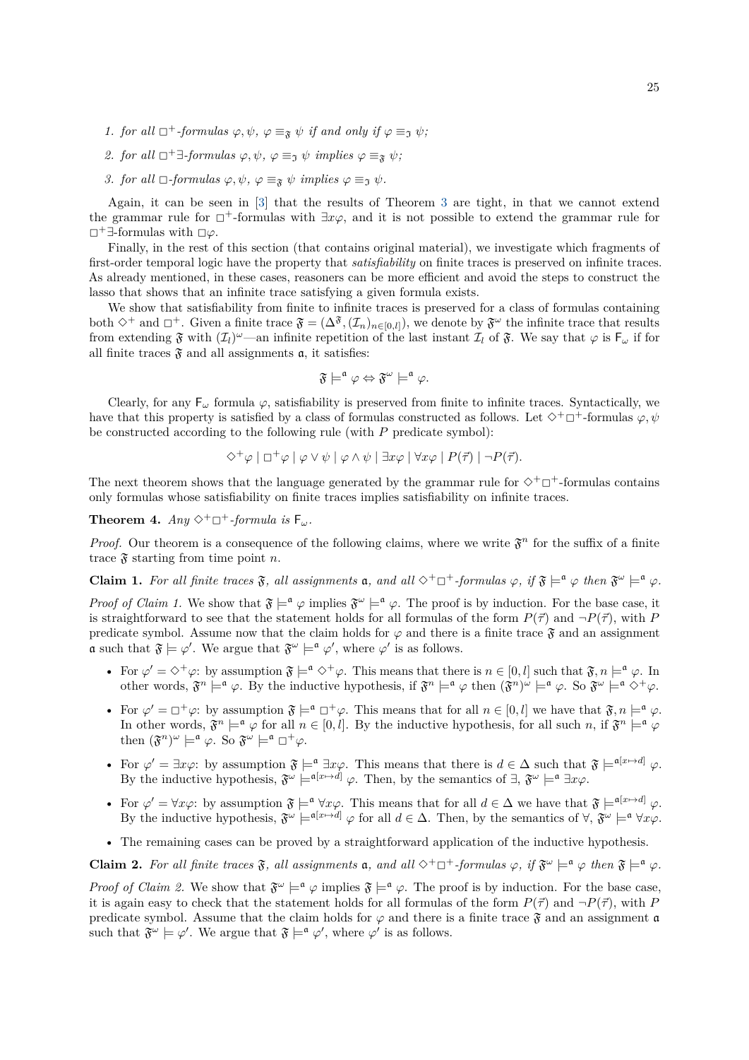1. *for all $\Box^+$-formulas $\varphi, \psi$, $\varphi \equiv_{\mathfrak{F}} \psi$ if and only if $\varphi \equiv_{\mathfrak{I}} \psi$;*
2. *for all $\Box^+\exists$-formulas $\varphi, \psi$, $\varphi \equiv_{\mathfrak{I}} \psi$ implies $\varphi \equiv_{\mathfrak{F}} \psi$;*
3. *for all $\Box$-formulas $\varphi, \psi$, $\varphi \equiv_{\mathfrak{F}} \psi$ implies $\varphi \equiv_{\mathfrak{I}} \psi$.*

Again, it can be seen in [3] that the results of Theorem 3 are tight, in that we cannot extend the grammar rule for $\Box^+$-formulas with $\exists x \varphi$, and it is not possible to extend the grammar rule for $\Box^+\exists$-formulas with $\Box\varphi$.

Finally, in the rest of this section (that contains original material), we investigate which fragments of first-order temporal logic have the property that *satisfiability* on finite traces is preserved on infinite traces. As already mentioned, in these cases, reasoners can be more efficient and avoid the steps to construct the lasso that shows that an infinite trace satisfying a given formula exists.

We show that satisfiability from finite to infinite traces is preserved for a class of formulas containing both $\Diamond^+$ and $\Box^+$. Given a finite trace $\mathfrak{F} = (\Delta^{\mathfrak{F}}, (\mathcal{I}_n)_{n \in [0,l]})$, we denote by $\mathfrak{F}^\omega$ the infinite trace that results from extending $\mathfrak{F}$ with $(\mathcal{I}_l)^\omega$—an infinite repetition of the last instant $\mathcal{I}_l$ of $\mathfrak{F}$. We say that $\varphi$ is $\mathsf{F}_\omega$ if for all finite traces $\mathfrak{F}$ and all assignments $\mathfrak{a}$, it satisfies:

$$\mathfrak{F} \models^{\mathfrak{a}} \varphi \Leftrightarrow \mathfrak{F}^\omega \models^{\mathfrak{a}} \varphi.$$

Clearly, for any $\mathsf{F}_\omega$ formula $\varphi$, satisfiability is preserved from finite to infinite traces. Syntactically, we have that this property is satisfied by a class of formulas constructed as follows. Let $\Diamond^+\Box^+$-formulas $\varphi, \psi$ be constructed according to the following rule (with $P$ predicate symbol):

$$\Diamond^+\varphi \mid \Box^+\varphi \mid \varphi \vee \psi \mid \varphi \wedge \psi \mid \exists x \varphi \mid \forall x \varphi \mid P(\vec{\tau}) \mid \neg P(\vec{\tau}).$$

The next theorem shows that the language generated by the grammar rule for $\Diamond^+\Box^+$-formulas contains only formulas whose satisfiability on finite traces implies satisfiability on infinite traces.

**Theorem 4.** *Any $\Diamond^+\Box^+$-formula is $\mathsf{F}_\omega$.*

*Proof.* Our theorem is a consequence of the following claims, where we write $\mathfrak{F}^n$ for the suffix of a finite trace $\mathfrak{F}$ starting from time point $n$.

**Claim 1.** *For all finite traces $\mathfrak{F}$, all assignments $\mathfrak{a}$, and all $\Diamond^+\Box^+$-formulas $\varphi$, if $\mathfrak{F} \models^{\mathfrak{a}} \varphi$ then $\mathfrak{F}^\omega \models^{\mathfrak{a}} \varphi$.*

*Proof of Claim 1.* We show that $\mathfrak{F} \models^{\mathfrak{a}} \varphi$ implies $\mathfrak{F}^\omega \models^{\mathfrak{a}} \varphi$. The proof is by induction. For the base case, it is straightforward to see that the statement holds for all formulas of the form $P(\vec{\tau})$ and $\neg P(\vec{\tau})$, with $P$ predicate symbol. Assume now that the claim holds for $\varphi$ and there is a finite trace $\mathfrak{F}$ and an assignment $\mathfrak{a}$ such that $\mathfrak{F} \models \varphi'$. We argue that $\mathfrak{F}^\omega \models^{\mathfrak{a}} \varphi'$, where $\varphi'$ is as follows.

- For $\varphi' = \Diamond^+\varphi$: by assumption $\mathfrak{F} \models^{\mathfrak{a}} \Diamond^+\varphi$. This means that there is $n \in [0, l]$ such that $\mathfrak{F}, n \models^{\mathfrak{a}} \varphi$. In other words, $\mathfrak{F}^n \models^{\mathfrak{a}} \varphi$. By the inductive hypothesis, if $\mathfrak{F}^n \models^{\mathfrak{a}} \varphi$ then $(\mathfrak{F}^n)^\omega \models^{\mathfrak{a}} \varphi$. So $\mathfrak{F}^\omega \models^{\mathfrak{a}} \Diamond^+\varphi$.
- For $\varphi' = \Box^+\varphi$: by assumption $\mathfrak{F} \models^{\mathfrak{a}} \Box^+\varphi$. This means that for all $n \in [0, l]$ we have that $\mathfrak{F}, n \models^{\mathfrak{a}} \varphi$. In other words, $\mathfrak{F}^n \models^{\mathfrak{a}} \varphi$ for all $n \in [0, l]$. By the inductive hypothesis, for all such $n$, if $\mathfrak{F}^n \models^{\mathfrak{a}} \varphi$ then $(\mathfrak{F}^n)^\omega \models^{\mathfrak{a}} \varphi$. So $\mathfrak{F}^\omega \models^{\mathfrak{a}} \Box^+\varphi$.
- For $\varphi' = \exists x \varphi$: by assumption $\mathfrak{F} \models^{\mathfrak{a}} \exists x \varphi$. This means that there is $d \in \Delta$ such that $\mathfrak{F} \models^{\mathfrak{a}[x \mapsto d]} \varphi$. By the inductive hypothesis, $\mathfrak{F}^\omega \models^{\mathfrak{a}[x \mapsto d]} \varphi$. Then, by the semantics of $\exists$, $\mathfrak{F}^\omega \models^{\mathfrak{a}} \exists x \varphi$.
- For $\varphi' = \forall x \varphi$: by assumption $\mathfrak{F} \models^{\mathfrak{a}} \forall x \varphi$. This means that for all $d \in \Delta$ we have that $\mathfrak{F} \models^{\mathfrak{a}[x \mapsto d]} \varphi$. By the inductive hypothesis, $\mathfrak{F}^\omega \models^{\mathfrak{a}[x \mapsto d]} \varphi$ for all $d \in \Delta$. Then, by the semantics of $\forall$, $\mathfrak{F}^\omega \models^{\mathfrak{a}} \forall x \varphi$.
- The remaining cases can be proved by a straightforward application of the inductive hypothesis.

**Claim 2.** *For all finite traces $\mathfrak{F}$, all assignments $\mathfrak{a}$, and all $\Diamond^+\Box^+$-formulas $\varphi$, if $\mathfrak{F}^\omega \models^{\mathfrak{a}} \varphi$ then $\mathfrak{F} \models^{\mathfrak{a}} \varphi$.*

*Proof of Claim 2.* We show that $\mathfrak{F}^\omega \models^{\mathfrak{a}} \varphi$ implies $\mathfrak{F} \models^{\mathfrak{a}} \varphi$. The proof is by induction. For the base case, it is again easy to check that the statement holds for all formulas of the form $P(\vec{\tau})$ and $\neg P(\vec{\tau})$, with $P$ predicate symbol. Assume that the claim holds for $\varphi$ and there is a finite trace $\mathfrak{F}$ and an assignment $\mathfrak{a}$ such that $\mathfrak{F}^\omega \models \varphi'$. We argue that $\mathfrak{F} \models^{\mathfrak{a}} \varphi'$, where $\varphi'$ is as follows.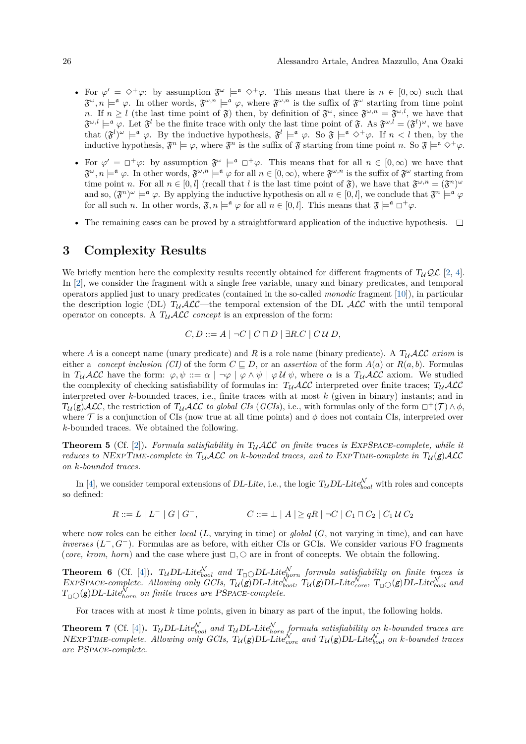- For $\varphi' = \Diamond^+\varphi$: by assumption $\mathfrak{F}^\omega \models^\mathfrak{a} \Diamond^+\varphi$. This means that there is $n \in [0,\infty)$ such that $\mathfrak{F}^\omega, n \models^\mathfrak{a} \varphi$. In other words, $\mathfrak{F}^{\omega,n} \models^\mathfrak{a} \varphi$, where $\mathfrak{F}^{\omega,n}$ is the suffix of $\mathfrak{F}^\omega$ starting from time point $n$. If $n \geq l$ (the last time point of $\mathfrak{F}$) then, by definition of $\mathfrak{F}^\omega$, since $\mathfrak{F}^{\omega,n} = \mathfrak{F}^{\omega,l}$, we have that $\mathfrak{F}^{\omega,l} \models^\mathfrak{a} \varphi$. Let $\mathfrak{F}^l$ be the finite trace with only the last time point of $\mathfrak{F}$. As $\mathfrak{F}^{\omega,l} = (\mathfrak{F}^l)^\omega$, we have that $(\mathfrak{F}^l)^\omega \models^\mathfrak{a} \varphi$. By the inductive hypothesis, $\mathfrak{F}^l \models^\mathfrak{a} \varphi$. So $\mathfrak{F} \models^\mathfrak{a} \Diamond^+\varphi$. If $n < l$ then, by the inductive hypothesis, $\mathfrak{F}^n \models \varphi$, where $\mathfrak{F}^n$ is the suffix of $\mathfrak{F}$ starting from time point $n$. So $\mathfrak{F} \models^\mathfrak{a} \Diamond^+\varphi$.
- For $\varphi' = \Box^+\varphi$: by assumption $\mathfrak{F}^\omega \models^\mathfrak{a} \Box^+\varphi$. This means that for all $n \in [0,\infty)$ we have that $\mathfrak{F}^\omega, n \models^\mathfrak{a} \varphi$. In other words, $\mathfrak{F}^{\omega,n} \models^\mathfrak{a} \varphi$ for all $n \in [0,\infty)$, where $\mathfrak{F}^{\omega,n}$ is the suffix of $\mathfrak{F}^\omega$ starting from time point $n$. For all $n \in [0,l]$ (recall that $l$ is the last time point of $\mathfrak{F}$), we have that $\mathfrak{F}^{\omega,n} = (\mathfrak{F}^n)^\omega$ and so, $(\mathfrak{F}^n)^\omega \models^\mathfrak{a} \varphi$. By applying the inductive hypothesis on all $n \in [0,l]$, we conclude that $\mathfrak{F}^n \models^\mathfrak{a} \varphi$ for all such $n$. In other words, $\mathfrak{F}, n \models^\mathfrak{a} \varphi$ for all $n \in [0,l]$. This means that $\mathfrak{F} \models^\mathfrak{a} \Box^+\varphi$.
- The remaining cases can be proved by a straightforward application of the inductive hypothesis. ◻

# 3 Complexity Results

We briefly mention here the complexity results recently obtained for different fragments of $T_\mathcal{U}\mathcal{QL}$ [2, 4]. In [2], we consider the fragment with a single free variable, unary and binary predicates, and temporal operators applied just to unary predicates (contained in the so-called *monodic* fragment [10]), in particular the description logic (DL) $T_\mathcal{U}\mathcal{ALC}$—the temporal extension of the DL $\mathcal{ALC}$ with the until temporal operator on concepts. A $T_\mathcal{U}\mathcal{ALC}$ *concept* is an expression of the form:

$$C, D ::= A \mid \neg C \mid C \sqcap D \mid \exists R.C \mid C\,\mathcal{U}\,D,$$

where $A$ is a concept name (unary predicate) and $R$ is a role name (binary predicate). A $T_\mathcal{U}\mathcal{ALC}$ *axiom* is either a *concept inclusion (CI)* of the form $C \sqsubseteq D$, or an *assertion* of the form $A(a)$ or $R(a,b)$. Formulas in $T_\mathcal{U}\mathcal{ALC}$ have the form: $\varphi, \psi ::= \alpha \mid \neg\varphi \mid \varphi \wedge \psi \mid \varphi\,\mathcal{U}\,\psi$, where $\alpha$ is a $T_\mathcal{U}\mathcal{ALC}$ axiom. We studied the complexity of checking satisfiability of formulas in: $T_\mathcal{U}\mathcal{ALC}$ interpreted over finite traces; $T_\mathcal{U}\mathcal{ALC}$ interpreted over $k$-bounded traces, i.e., finite traces with at most $k$ (given in binary) instants; and in $T_\mathcal{U}(\mathsf{g})\mathcal{ALC}$, the restriction of $T_\mathcal{U}\mathcal{ALC}$ *to global CIs* (*GCIs*), i.e., with formulas only of the form $\Box^+(\mathcal{T}) \wedge \phi$, where $\mathcal{T}$ is a conjunction of CIs (now true at all time points) and $\phi$ does not contain CIs, interpreted over $k$-bounded traces. We obtained the following.

**Theorem 5** (Cf. [2]). *Formula satisfiability in $T_\mathcal{U}\mathcal{ALC}$ on finite traces is ExpSpace-complete, while it reduces to NExpTime-complete in $T_\mathcal{U}\mathcal{ALC}$ on $k$-bounded traces, and to ExpTime-complete in $T_\mathcal{U}(\mathsf{g})\mathcal{ALC}$ on $k$-bounded traces.*

In [4], we consider temporal extensions of *DL-Lite*, i.e., the logic $T_\mathcal{U}$*DL-Lite*$^\mathcal{N}_{bool}$ with roles and concepts so defined:

$$R ::= L \mid L^- \mid G \mid G^-, \qquad\qquad C ::= \bot \mid A \mid \geq qR \mid \neg C \mid C_1 \sqcap C_2 \mid C_1\,\mathcal{U}\,C_2$$

where now roles can be either *local* ($L$, varying in time) or *global* ($G$, not varying in time), and can have *inverses* ($L^-, G^-$). Formulas are as before, with either CIs or GCIs. We consider various FO fragments (*core, krom, horn*) and the case where just $\Box, \bigcirc$ are in front of concepts. We obtain the following.

**Theorem 6** (Cf. [4]). *$T_\mathcal{U}$DL-Lite$^\mathcal{N}_{bool}$ and $T_{\Box\bigcirc}$DL-Lite$^\mathcal{N}_{horn}$ formula satisfiability on finite traces is ExpSpace-complete. Allowing only GCIs, $T_\mathcal{U}(\mathsf{g})$DL-Lite$^\mathcal{N}_{bool}$, $T_\mathcal{U}(\mathsf{g})$DL-Lite$^\mathcal{N}_{core}$, $T_{\Box\bigcirc}(\mathsf{g})$DL-Lite$^\mathcal{N}_{bool}$ and $T_{\Box\bigcirc}(\mathsf{g})$DL-Lite$^\mathcal{N}_{horn}$ on finite traces are PSpace-complete.*

For traces with at most $k$ time points, given in binary as part of the input, the following holds.

**Theorem 7** (Cf. [4]). *$T_\mathcal{U}$DL-Lite$^\mathcal{N}_{bool}$ and $T_\mathcal{U}$DL-Lite$^\mathcal{N}_{horn}$ formula satisfiability on $k$-bounded traces are NExpTime-complete. Allowing only GCIs, $T_\mathcal{U}(\mathsf{g})$DL-Lite$^\mathcal{N}_{core}$ and $T_\mathcal{U}(\mathsf{g})$DL-Lite$^\mathcal{N}_{bool}$ on $k$-bounded traces are PSpace-complete.*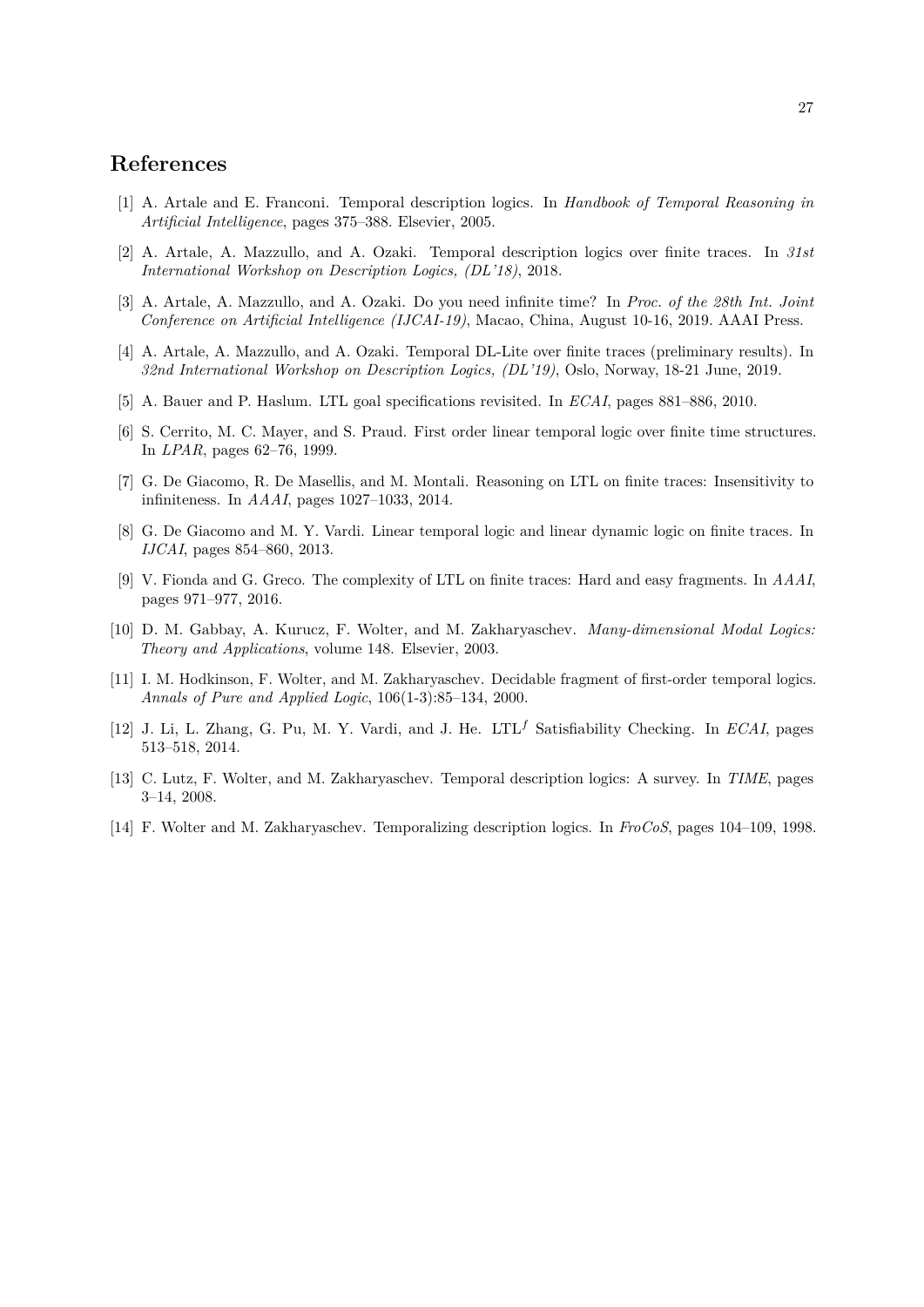## References

[1] A. Artale and E. Franconi. Temporal description logics. In *Handbook of Temporal Reasoning in Artificial Intelligence*, pages 375–388. Elsevier, 2005.

[2] A. Artale, A. Mazzullo, and A. Ozaki. Temporal description logics over finite traces. In *31st International Workshop on Description Logics, (DL'18)*, 2018.

[3] A. Artale, A. Mazzullo, and A. Ozaki. Do you need infinite time? In *Proc. of the 28th Int. Joint Conference on Artificial Intelligence (IJCAI-19)*, Macao, China, August 10-16, 2019. AAAI Press.

[4] A. Artale, A. Mazzullo, and A. Ozaki. Temporal DL-Lite over finite traces (preliminary results). In *32nd International Workshop on Description Logics, (DL'19)*, Oslo, Norway, 18-21 June, 2019.

[5] A. Bauer and P. Haslum. LTL goal specifications revisited. In *ECAI*, pages 881–886, 2010.

[6] S. Cerrito, M. C. Mayer, and S. Praud. First order linear temporal logic over finite time structures. In *LPAR*, pages 62–76, 1999.

[7] G. De Giacomo, R. De Masellis, and M. Montali. Reasoning on LTL on finite traces: Insensitivity to infiniteness. In *AAAI*, pages 1027–1033, 2014.

[8] G. De Giacomo and M. Y. Vardi. Linear temporal logic and linear dynamic logic on finite traces. In *IJCAI*, pages 854–860, 2013.

[9] V. Fionda and G. Greco. The complexity of LTL on finite traces: Hard and easy fragments. In *AAAI*, pages 971–977, 2016.

[10] D. M. Gabbay, A. Kurucz, F. Wolter, and M. Zakharyaschev. *Many-dimensional Modal Logics: Theory and Applications*, volume 148. Elsevier, 2003.

[11] I. M. Hodkinson, F. Wolter, and M. Zakharyaschev. Decidable fragment of first-order temporal logics. *Annals of Pure and Applied Logic*, 106(1-3):85–134, 2000.

[12] J. Li, L. Zhang, G. Pu, M. Y. Vardi, and J. He. $\text{LTL}^f$ Satisfiability Checking. In *ECAI*, pages 513–518, 2014.

[13] C. Lutz, F. Wolter, and M. Zakharyaschev. Temporal description logics: A survey. In *TIME*, pages 3–14, 2008.

[14] F. Wolter and M. Zakharyaschev. Temporalizing description logics. In *FroCoS*, pages 104–109, 1998.